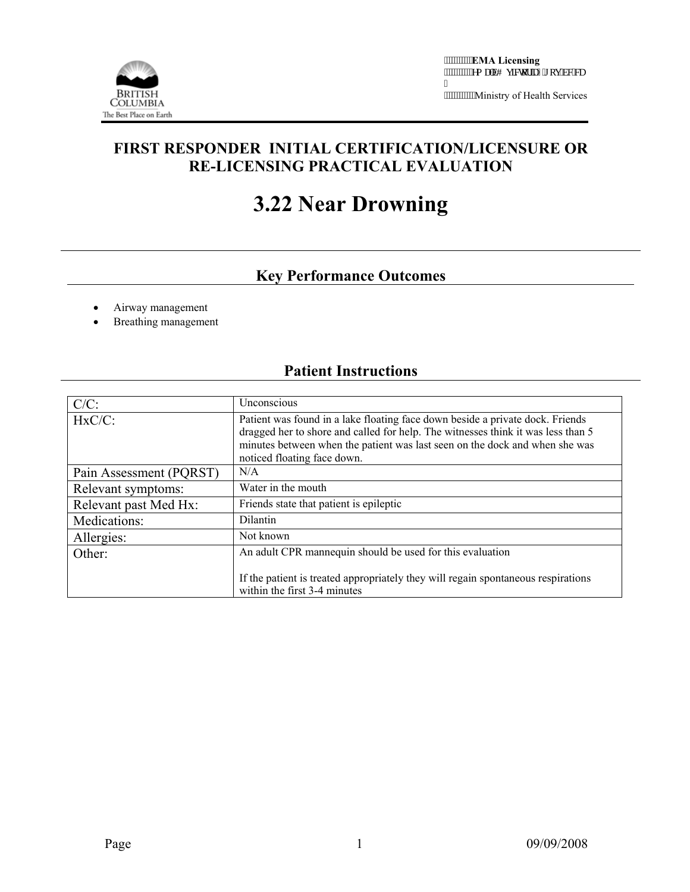EMA Licensing
Ministry of Health Services

# FIRST RESPONDER INITIAL CERTIFICATION/LICENSURE OR RE-LICENSING PRACTICAL EVALUATION

# 3.22 Near Drowning

## Key Performance Outcomes

- Airway management
- Breathing management

## Patient Instructions

| | |
|---|---|
| C/C: | Unconscious |
| HxC/C: | Patient was found in a lake floating face down beside a private dock. Friends dragged her to shore and called for help. The witnesses think it was less than 5 minutes between when the patient was last seen on the dock and when she was noticed floating face down. |
| Pain Assessment (PQRST) | N/A |
| Relevant symptoms: | Water in the mouth |
| Relevant past Med Hx: | Friends state that patient is epileptic |
| Medications: | Dilantin |
| Allergies: | Not known |
| Other: | An adult CPR mannequin should be used for this evaluation<br><br>If the patient is treated appropriately they will regain spontaneous respirations within the first 3-4 minutes |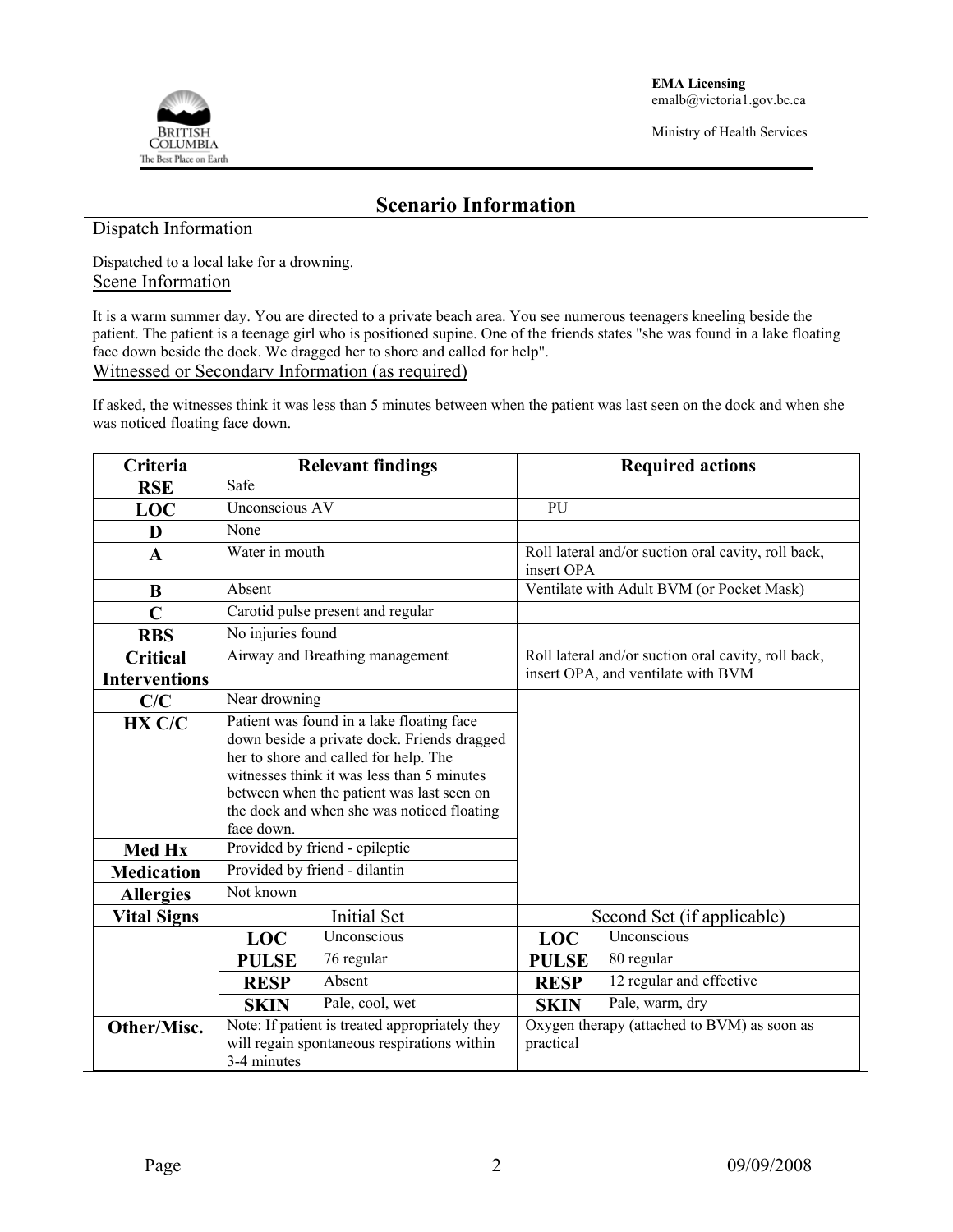EMA Licensing
emalb@victoria1.gov.bc.ca

Ministry of Health Services

# Scenario Information

## Dispatch Information

Dispatched to a local lake for a drowning.

## Scene Information

It is a warm summer day. You are directed to a private beach area. You see numerous teenagers kneeling beside the patient. The patient is a teenage girl who is positioned supine. One of the friends states "she was found in a lake floating face down beside the dock. We dragged her to shore and called for help".

## Witnessed or Secondary Information (as required)

If asked, the witnesses think it was less than 5 minutes between when the patient was last seen on the dock and when she was noticed floating face down.

| Criteria | Relevant findings | | Required actions | |
|---|---|---|---|---|
| **RSE** | Safe | | | |
| **LOC** | Unconscious AV | | PU | |
| **D** | None | | | |
| **A** | Water in mouth | | Roll lateral and/or suction oral cavity, roll back, insert OPA | |
| **B** | Absent | | Ventilate with Adult BVM (or Pocket Mask) | |
| **C** | Carotid pulse present and regular | | | |
| **RBS** | No injuries found | | | |
| **Critical Interventions** | Airway and Breathing management | | Roll lateral and/or suction oral cavity, roll back, insert OPA, and ventilate with BVM | |
| **C/C** | Near drowning | | | |
| **HX C/C** | Patient was found in a lake floating face down beside a private dock. Friends dragged her to shore and called for help. The witnesses think it was less than 5 minutes between when the patient was last seen on the dock and when she was noticed floating face down. | | | |
| **Med Hx** | Provided by friend - epileptic | | | |
| **Medication** | Provided by friend - dilantin | | | |
| **Allergies** | Not known | | | |
| **Vital Signs** | Initial Set | | Second Set (if applicable) | |
| | **LOC** | Unconscious | **LOC** | Unconscious |
| | **PULSE** | 76 regular | **PULSE** | 80 regular |
| | **RESP** | Absent | **RESP** | 12 regular and effective |
| | **SKIN** | Pale, cool, wet | **SKIN** | Pale, warm, dry |
| **Other/Misc.** | Note: If patient is treated appropriately they will regain spontaneous respirations within 3-4 minutes | | Oxygen therapy (attached to BVM) as soon as practical | |